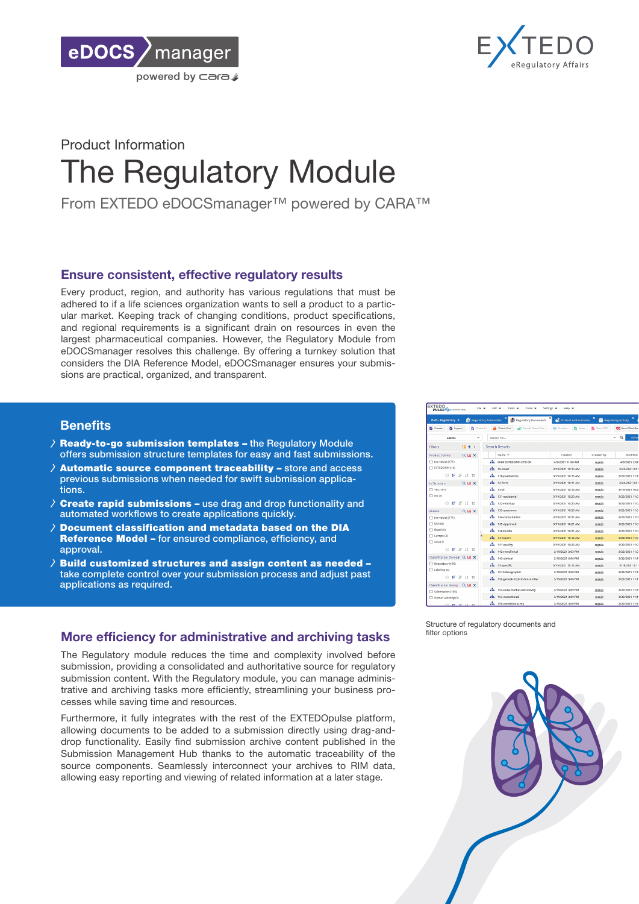Product Information

# The Regulatory Module

From EXTEDO eDOCSmanager™ powered by CARA™

## Ensure consistent, effective regulatory results

Every product, region, and authority has various regulations that must be adhered to if a life sciences organization wants to sell a product to a particular market. Keeping track of changing conditions, product specifications, and regional requirements is a significant drain on resources in even the largest pharmaceutical companies. However, the Regulatory Module from eDOCSmanager resolves this challenge. By offering a turnkey solution that considers the DIA Reference Model, eDOCSmanager ensures your submissions are practical, organized, and transparent.

## Benefits

- **Ready-to-go submission templates –** the Regulatory Module offers submission structure templates for easy and fast submissions.
- **Automatic source component traceability –** store and access previous submissions when needed for swift submission applications.
- **Create rapid submissions –** use drag and drop functionality and automated workflows to create applications quickly.
- **Document classification and metadata based on the DIA Reference Model –** for ensured compliance, efficiency, and approval.
- **Build customized structures and assign content as needed –** take complete control over your submission process and adjust past applications as required.

Structure of regulatory documents and filter options

## More efficiency for administrative and archiving tasks

The Regulatory module reduces the time and complexity involved before submission, providing a consolidated and authoritative source for regulatory submission content. With the Regulatory module, you can manage administrative and archiving tasks more efficiently, streamlining your business processes while saving time and resources.

Furthermore, it fully integrates with the rest of the EXTEDOpulse platform, allowing documents to be added to a submission directly using drag-and-drop functionality. Easily find submission archive content published in the Submission Management Hub thanks to the automatic traceability of the source components. Seamlessly interconnect your archives to RIM data, allowing easy reporting and viewing of related information at a later stage.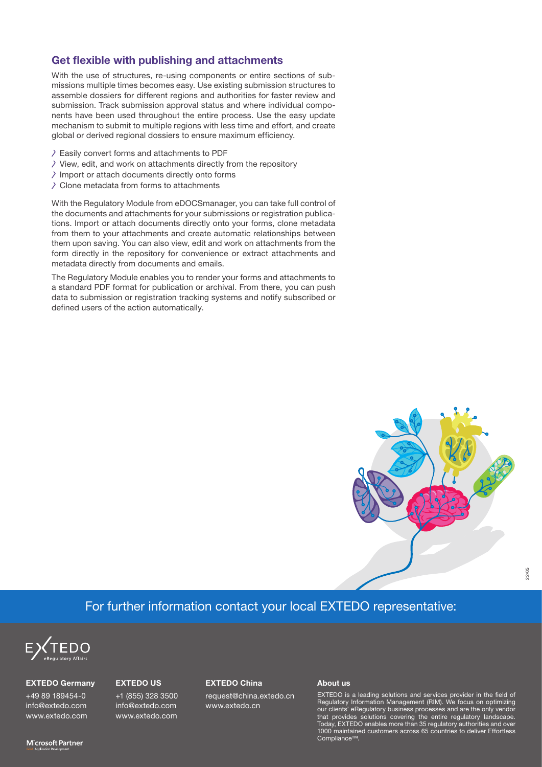## Get flexible with publishing and attachments

With the use of structures, re-using components or entire sections of submissions multiple times becomes easy. Use existing submission structures to assemble dossiers for different regions and authorities for faster review and submission. Track submission approval status and where individual components have been used throughout the entire process. Use the easy update mechanism to submit to multiple regions with less time and effort, and create global or derived regional dossiers to ensure maximum efficiency.

- Easily convert forms and attachments to PDF
- View, edit, and work on attachments directly from the repository
- Import or attach documents directly onto forms
- Clone metadata from forms to attachments

With the Regulatory Module from eDOCSmanager, you can take full control of the documents and attachments for your submissions or registration publications. Import or attach documents directly onto your forms, clone metadata from them to your attachments and create automatic relationships between them upon saving. You can also view, edit and work on attachments from the form directly in the repository for convenience or extract attachments and metadata directly from documents and emails.

The Regulatory Module enables you to render your forms and attachments to a standard PDF format for publication or archival. From there, you can push data to submission or registration tracking systems and notify subscribed or defined users of the action automatically.

22/05

For further information contact your local EXTEDO representative:

EXTEDO eRegulatory Affairs

**EXTEDO Germany**
+49 89 189454-0
info@extedo.com
www.extedo.com

**EXTEDO US**
+1 (855) 328 3500
info@extedo.com
www.extedo.com

**EXTEDO China**
request@china.extedo.cn
www.extedo.cn

**About us**
EXTEDO is a leading solutions and services provider in the field of Regulatory Information Management (RIM). We focus on optimizing our clients' eRegulatory business processes and are the only vendor that provides solutions covering the entire regulatory landscape. Today, EXTEDO enables more than 35 regulatory authorities and over 1000 maintained customers across 65 countries to deliver Effortless Compliance™.

Microsoft Partner
Gold Application Development